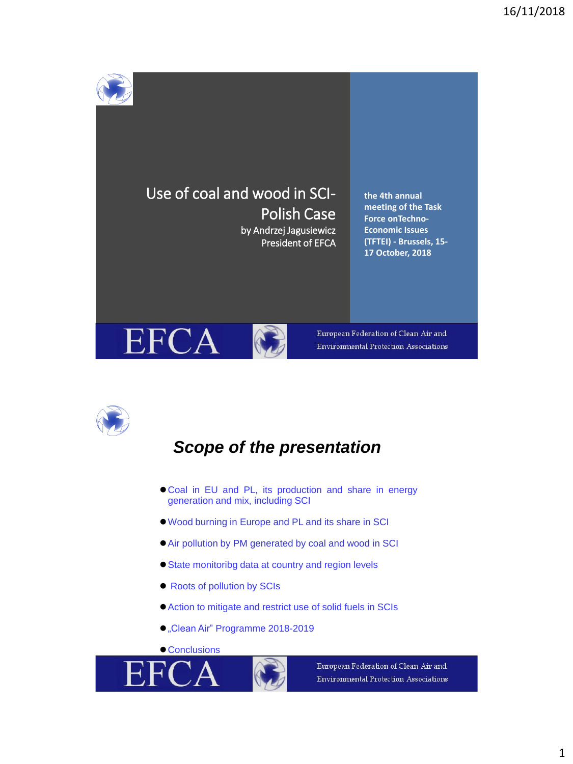# Use of coal and wood in SCI-Polish Case

by Andrzej Jagusiewicz
President of EFCA

**the 4th annual meeting of the Task Force onTechno-Economic Issues (TFTEI) - Brussels, 15-17 October, 2018**

EFCA

European Federation of Clean Air and Environmental Protection Associations

## *Scope of the presentation*

- Coal in EU and PL, its production and share in energy generation and mix, including SCI
- Wood burning in Europe and PL and its share in SCI
- Air pollution by PM generated by coal and wood in SCI
- State monitoribg data at country and region levels
- Roots of pollution by SCIs
- Action to mitigate and restrict use of solid fuels in SCIs
- „Clean Air" Programme 2018-2019
- Conclusions

EFCA

European Federation of Clean Air and Environmental Protection Associations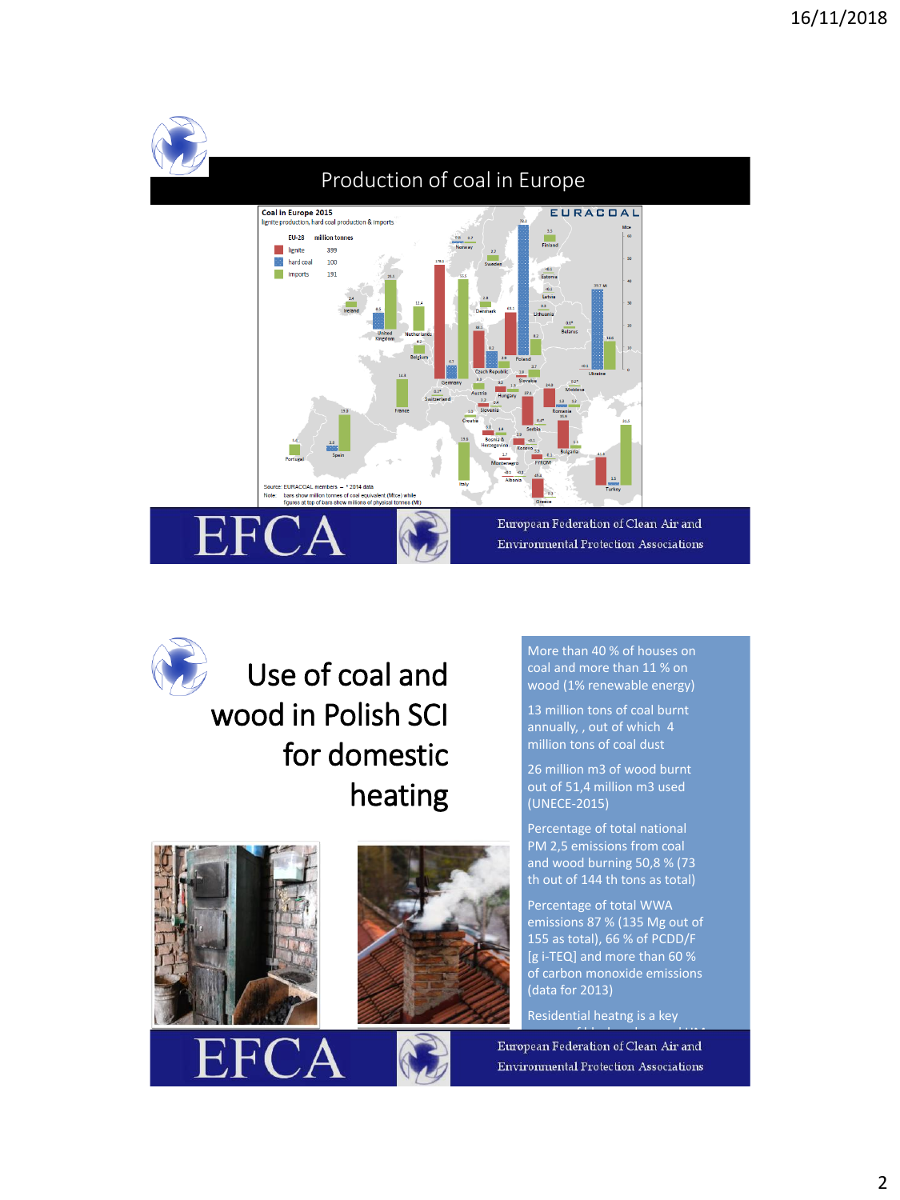## Production of coal in Europe

**Coal in Europe 2015**
lignite production, hard coal production & imports

| EU-28 | million tonnes |
|---|---|
| lignite | 399 |
| hard coal | 100 |
| imports | 191 |

Source: EURACOAL members – * 2014 data
Note: bars show million tonnes of coal equivalent (Mtce) while figures at top of bars show millions of physical tonnes (Mt)

European Federation of Clean Air and Environmental Protection Associations

## Use of coal and wood in Polish SCI for domestic heating

More than 40 % of houses on coal and more than 11 % on wood (1% renewable energy)

13 million tons of coal burnt annually, , out of which 4 million tons of coal dust

26 million m3 of wood burnt out of 51,4 million m3 used (UNECE-2015)

Percentage of total national PM 2,5 emissions from coal and wood burning 50,8 % (73 th out of 144 th tons as total)

Percentage of total WWA emissions 87 % (135 Mg out of 155 as total), 66 % of PCDD/F [g i-TEQ] and more than 60 % of carbon monoxide emissions (data for 2013)

Residential heatng is a key

European Federation of Clean Air and Environmental Protection Associations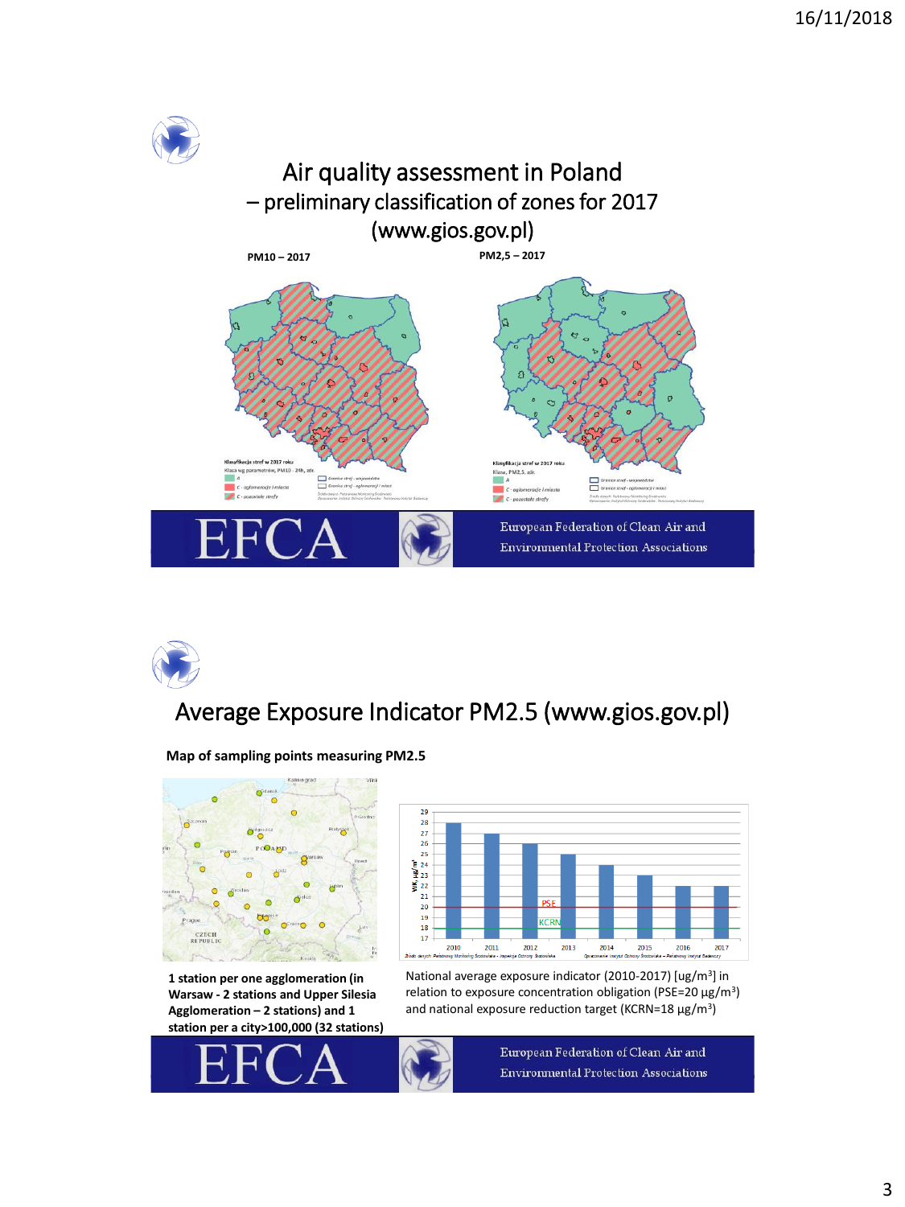# Air quality assessment in Poland – preliminary classification of zones for 2017 (www.gios.gov.pl)

**PM10 – 2017**

**PM2,5 – 2017**

Klasyfikacja stref w 2017 roku
Klasa wg parametrów, PM10 - 24h, zdr.

- A
- C - aglomeracje i miasta
- C - pozostałe strefy
- Granice stref - województwa
- Granice stref - aglomeracji i miast

Klasyfikacja stref w 2017 roku
Klasa, PM2,5, zdr.

- A
- C - aglomeracje i miasta
- C - pozostałe strefy
- Granice stref - województwa
- Granice stref - aglomeracji i miast

European Federation of Clean Air and Environmental Protection Associations

# Average Exposure Indicator PM2.5 (www.gios.gov.pl)

**Map of sampling points measuring PM2.5**

**1 station per one agglomeration (in Warsaw - 2 stations and Upper Silesia Agglomeration – 2 stations) and 1 station per a city>100,000 (32 stations)**

National average exposure indicator (2010-2017) [ug/m$^3$] in relation to exposure concentration obligation (PSE=20 µg/m$^3$) and national exposure reduction target (KCRN=18 µg/m$^3$)

European Federation of Clean Air and Environmental Protection Associations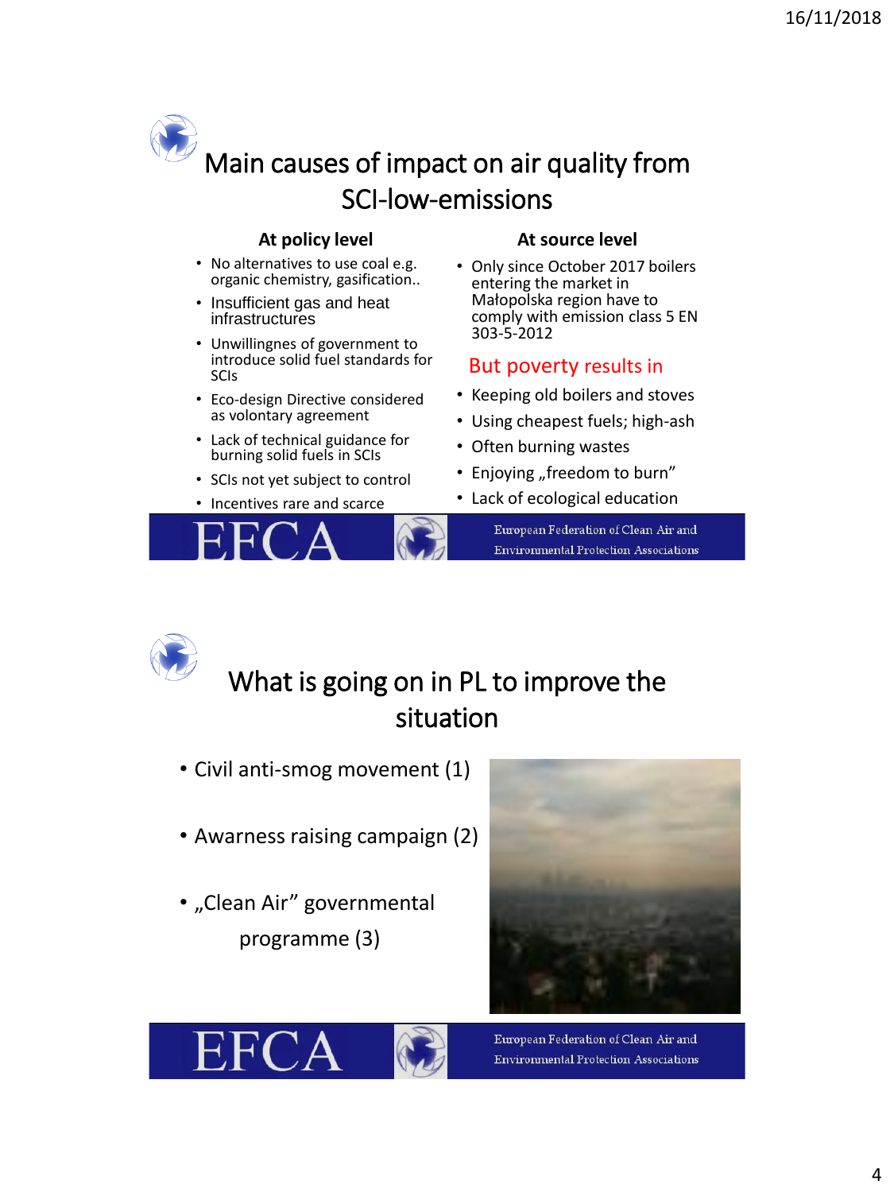# Main causes of impact on air quality from SCI-low-emissions

### At policy level

- No alternatives to use coal e.g. organic chemistry, gasification..
- Insufficient gas and heat infrastructures
- Unwillingnes of government to introduce solid fuel standards for SCIs
- Eco-design Directive considered as volontary agreement
- Lack of technical guidance for burning solid fuels in SCIs
- SCIs not yet subject to control
- Incentives rare and scarce

### At source level

- Only since October 2017 boilers entering the market in Małopolska region have to comply with emission class 5 EN 303-5-2012

**But poverty results in**

- Keeping old boilers and stoves
- Using cheapest fuels; high-ash
- Often burning wastes
- Enjoying „freedom to burn"
- Lack of ecological education

EFCA — European Federation of Clean Air and Environmental Protection Associations

# What is going on in PL to improve the situation

- Civil anti-smog movement (1)
- Awarness raising campaign (2)
- „Clean Air" governmental programme (3)

EFCA — European Federation of Clean Air and Environmental Protection Associations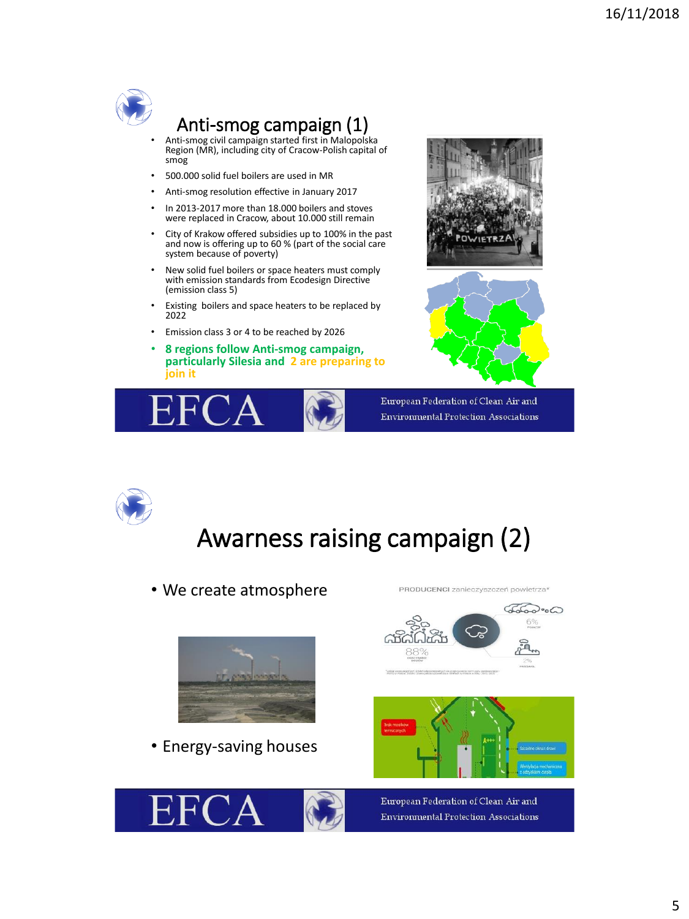# Anti-smog campaign (1)

- Anti-smog civil campaign started first in Malopolska Region (MR), including city of Cracow-Polish capital of smog
- 500.000 solid fuel boilers are used in MR
- Anti-smog resolution effective in January 2017
- In 2013-2017 more than 18.000 boilers and stoves were replaced in Cracow, about 10.000 still remain
- City of Krakow offered subsidies up to 100% in the past and now is offering up to 60 % (part of the social care system because of poverty)
- New solid fuel boilers or space heaters must comply with emission standards from Ecodesign Directive (emission class 5)
- Existing boilers and space heaters to be replaced by 2022
- Emission class 3 or 4 to be reached by 2026
- **8 regions follow Anti-smog campaign, particularly Silesia and 2 are preparing to join it**

EFCA — European Federation of Clean Air and Environmental Protection Associations

# Awarness raising campaign (2)

- We create atmosphere
- Energy-saving houses

EFCA — European Federation of Clean Air and Environmental Protection Associations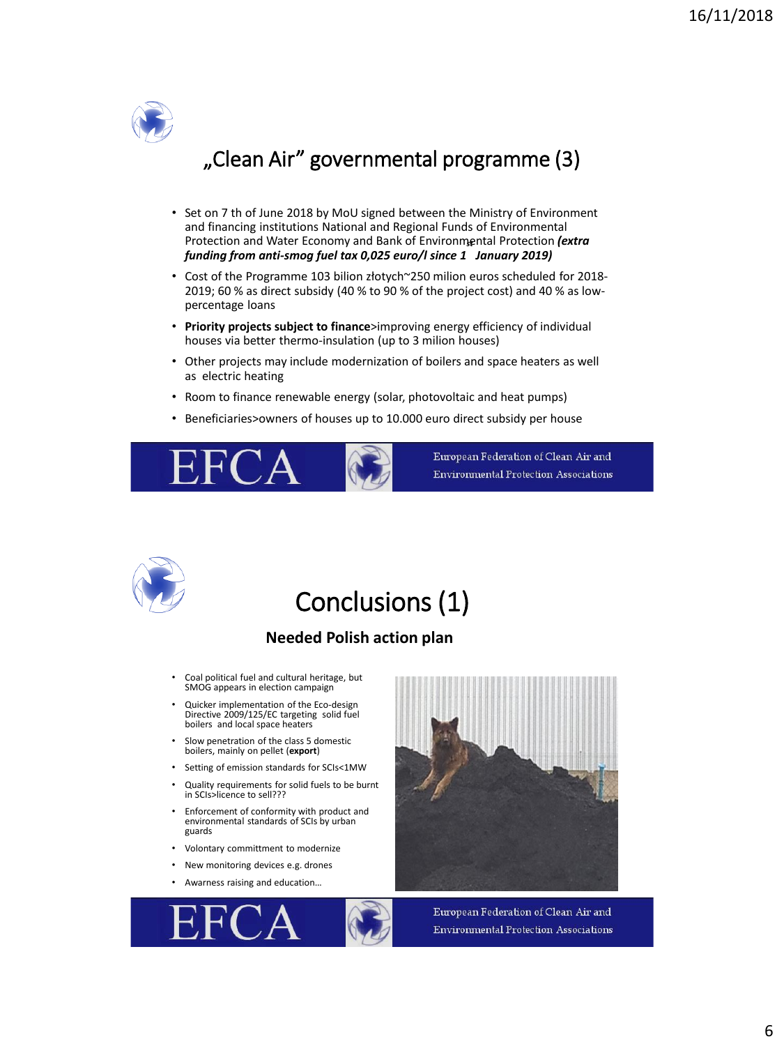# „Clean Air" governmental programme (3)

- Set on 7 th of June 2018 by MoU signed between the Ministry of Environment and financing institutions National and Regional Funds of Environmental Protection and Water Economy and Bank of Environmental Protection ***(extra funding from anti-smog fuel tax 0,025 euro/l since 1 January 2019)***
- Cost of the Programme 103 bilion złotych~250 milion euros scheduled for 2018-2019; 60 % as direct subsidy (40 % to 90 % of the project cost) and 40 % as low-percentage loans
- **Priority projects subject to finance**>improving energy efficiency of individual houses via better thermo-insulation (up to 3 milion houses)
- Other projects may include modernization of boilers and space heaters as well as electric heating
- Room to finance renewable energy (solar, photovoltaic and heat pumps)
- Beneficiaries>owners of houses up to 10.000 euro direct subsidy per house

EFCA — European Federation of Clean Air and Environmental Protection Associations

# Conclusions (1)

## Needed Polish action plan

- Coal political fuel and cultural heritage, but SMOG appears in election campaign
- Quicker implementation of the Eco-design Directive 2009/125/EC targeting solid fuel boilers and local space heaters
- Slow penetration of the class 5 domestic boilers, mainly on pellet (**export**)
- Setting of emission standards for SCIs<1MW
- Quality requirements for solid fuels to be burnt in SCIs>licence to sell???
- Enforcement of conformity with product and environmental standards of SCIs by urban guards
- Volontary committment to modernize
- New monitoring devices e.g. drones
- Awarness raising and education…

EFCA — European Federation of Clean Air and Environmental Protection Associations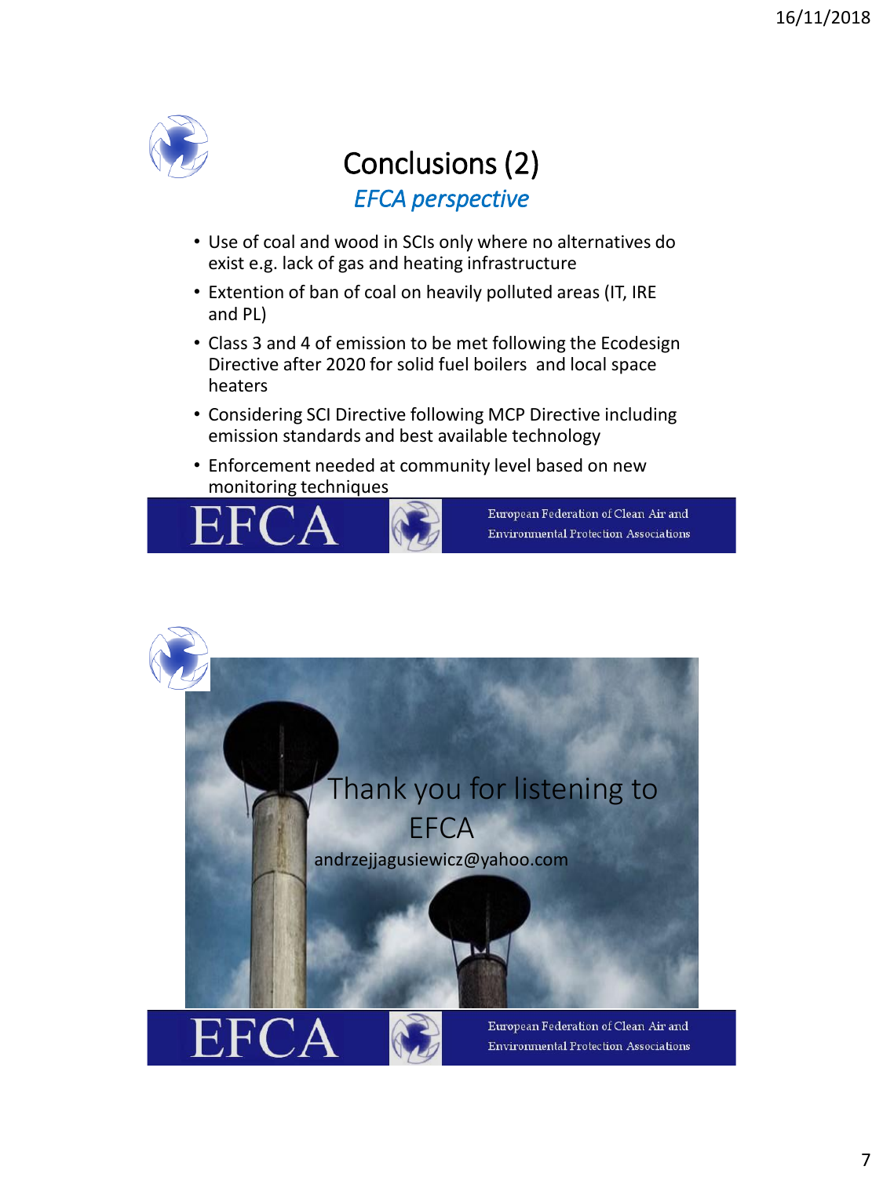## Conclusions (2)

*EFCA perspective*

- Use of coal and wood in SCIs only where no alternatives do exist e.g. lack of gas and heating infrastructure
- Extention of ban of coal on heavily polluted areas (IT, IRE and PL)
- Class 3 and 4 of emission to be met following the Ecodesign Directive after 2020 for solid fuel boilers and local space heaters
- Considering SCI Directive following MCP Directive including emission standards and best available technology
- Enforcement needed at community level based on new monitoring techniques

EFCA European Federation of Clean Air and Environmental Protection Associations

Thank you for listening to EFCA

andrzejjagusiewicz@yahoo.com

EFCA European Federation of Clean Air and Environmental Protection Associations